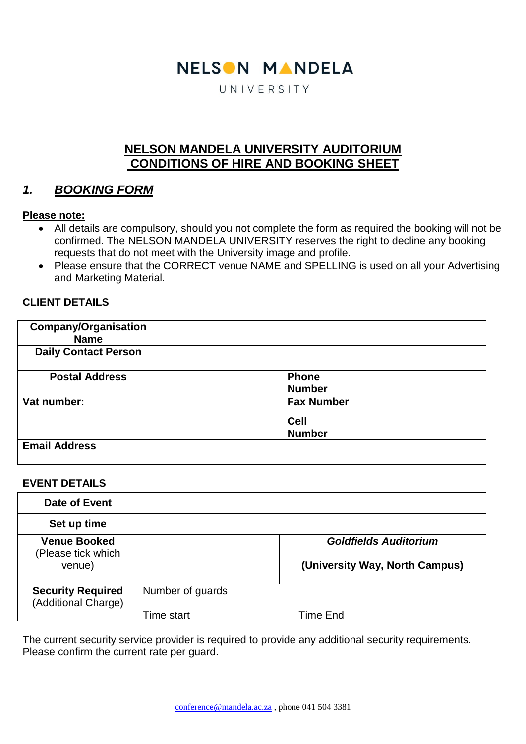NELSON MANDELA

UNIVERSITY

# NELSON MANDELA UNIVERSITY AUDITORIUM CONDITIONS OF HIRE AND BOOKING SHEET

## *1. BOOKING FORM*

**Please note:**

- All details are compulsory, should you not complete the form as required the booking will not be confirmed. The NELSON MANDELA UNIVERSITY reserves the right to decline any booking requests that do not meet with the University image and profile.
- Please ensure that the CORRECT venue NAME and SPELLING is used on all your Advertising and Marketing Material.

**CLIENT DETAILS**

| | | | |
|---|---|---|---|
| **Company/Organisation Name** | | | |
| **Daily Contact Person** | | | |
| **Postal Address** | | **Phone Number** | |
| **Vat number:** | | **Fax Number** | |
| | | **Cell Number** | |
| **Email Address** | | | |

**EVENT DETAILS**

| | | |
|---|---|---|
| **Date of Event** | | |
| **Set up time** | | |
| **Venue Booked** (Please tick which venue) | | ***Goldfields Auditorium*** **(University Way, North Campus)** |
| **Security Required** (Additional Charge) | Number of guards<br>Time start | Time End |

The current security service provider is required to provide any additional security requirements. Please confirm the current rate per guard.

conference@mandela.ac.za , phone 041 504 3381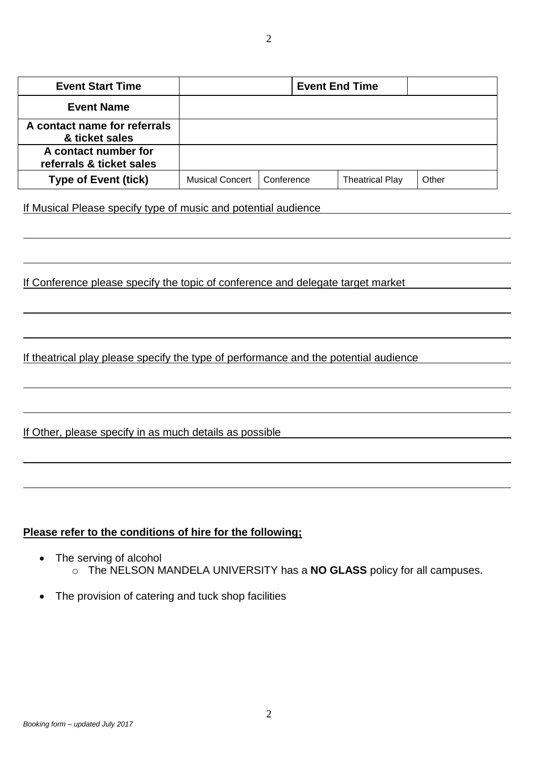| Event Start Time | | Event End Time | |
|---|---|---|---|
| **Event Name** | | | |
| **A contact name for referrals & ticket sales** | | | |
| **A contact number for referrals & ticket sales** | | | |
| **Type of Event (tick)** | Musical Concert | Conference | Theatrical Play | Other |

If Musical Please specify type of music and potential audience

If Conference please specify the topic of conference and delegate target market

If theatrical play please specify the type of performance and the potential audience

If Other, please specify in as much details as possible

**Please refer to the conditions of hire for the following;**

- The serving of alcohol
  - The NELSON MANDELA UNIVERSITY has a **NO GLASS** policy for all campuses.
- The provision of catering and tuck shop facilities

*Booking form – updated July 2017*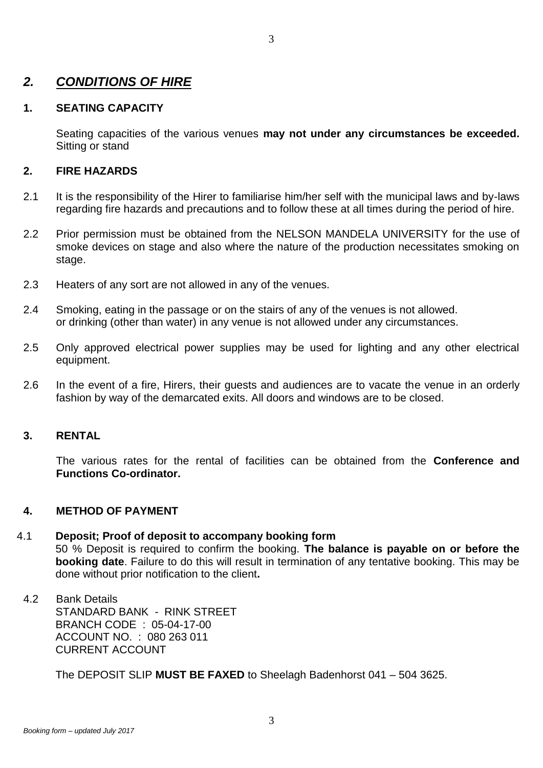## *2. CONDITIONS OF HIRE*

### 1. SEATING CAPACITY

Seating capacities of the various venues **may not under any circumstances be exceeded.** Sitting or stand

### 2. FIRE HAZARDS

2.1 It is the responsibility of the Hirer to familiarise him/her self with the municipal laws and by-laws regarding fire hazards and precautions and to follow these at all times during the period of hire.

2.2 Prior permission must be obtained from the NELSON MANDELA UNIVERSITY for the use of smoke devices on stage and also where the nature of the production necessitates smoking on stage.

2.3 Heaters of any sort are not allowed in any of the venues.

2.4 Smoking, eating in the passage or on the stairs of any of the venues is not allowed. or drinking (other than water) in any venue is not allowed under any circumstances.

2.5 Only approved electrical power supplies may be used for lighting and any other electrical equipment.

2.6 In the event of a fire, Hirers, their guests and audiences are to vacate the venue in an orderly fashion by way of the demarcated exits. All doors and windows are to be closed.

### 3. RENTAL

The various rates for the rental of facilities can be obtained from the **Conference and Functions Co-ordinator.**

### 4. METHOD OF PAYMENT

4.1 **Deposit; Proof of deposit to accompany booking form**
50 % Deposit is required to confirm the booking. **The balance is payable on or before the booking date**. Failure to do this will result in termination of any tentative booking. This may be done without prior notification to the client**.**

4.2 Bank Details
STANDARD BANK - RINK STREET
BRANCH CODE : 05-04-17-00
ACCOUNT NO. : 080 263 011
CURRENT ACCOUNT

The DEPOSIT SLIP **MUST BE FAXED** to Sheelagh Badenhorst 041 – 504 3625.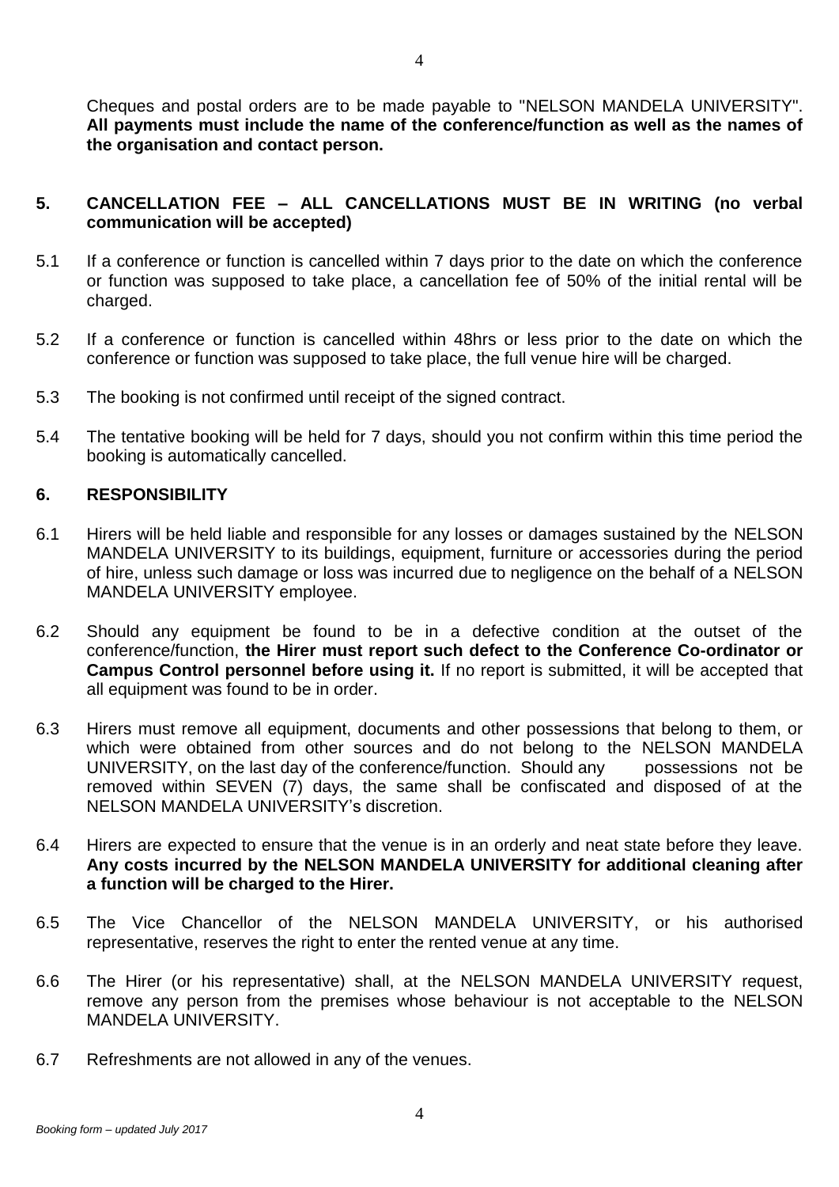Cheques and postal orders are to be made payable to "NELSON MANDELA UNIVERSITY". **All payments must include the name of the conference/function as well as the names of the organisation and contact person.**

## 5. CANCELLATION FEE – ALL CANCELLATIONS MUST BE IN WRITING (no verbal communication will be accepted)

5.1 If a conference or function is cancelled within 7 days prior to the date on which the conference or function was supposed to take place, a cancellation fee of 50% of the initial rental will be charged.

5.2 If a conference or function is cancelled within 48hrs or less prior to the date on which the conference or function was supposed to take place, the full venue hire will be charged.

5.3 The booking is not confirmed until receipt of the signed contract.

5.4 The tentative booking will be held for 7 days, should you not confirm within this time period the booking is automatically cancelled.

## 6. RESPONSIBILITY

6.1 Hirers will be held liable and responsible for any losses or damages sustained by the NELSON MANDELA UNIVERSITY to its buildings, equipment, furniture or accessories during the period of hire, unless such damage or loss was incurred due to negligence on the behalf of a NELSON MANDELA UNIVERSITY employee.

6.2 Should any equipment be found to be in a defective condition at the outset of the conference/function, **the Hirer must report such defect to the Conference Co-ordinator or Campus Control personnel before using it.** If no report is submitted, it will be accepted that all equipment was found to be in order.

6.3 Hirers must remove all equipment, documents and other possessions that belong to them, or which were obtained from other sources and do not belong to the NELSON MANDELA UNIVERSITY, on the last day of the conference/function. Should any possessions not be removed within SEVEN (7) days, the same shall be confiscated and disposed of at the NELSON MANDELA UNIVERSITY's discretion.

6.4 Hirers are expected to ensure that the venue is in an orderly and neat state before they leave. **Any costs incurred by the NELSON MANDELA UNIVERSITY for additional cleaning after a function will be charged to the Hirer.**

6.5 The Vice Chancellor of the NELSON MANDELA UNIVERSITY, or his authorised representative, reserves the right to enter the rented venue at any time.

6.6 The Hirer (or his representative) shall, at the NELSON MANDELA UNIVERSITY request, remove any person from the premises whose behaviour is not acceptable to the NELSON MANDELA UNIVERSITY.

6.7 Refreshments are not allowed in any of the venues.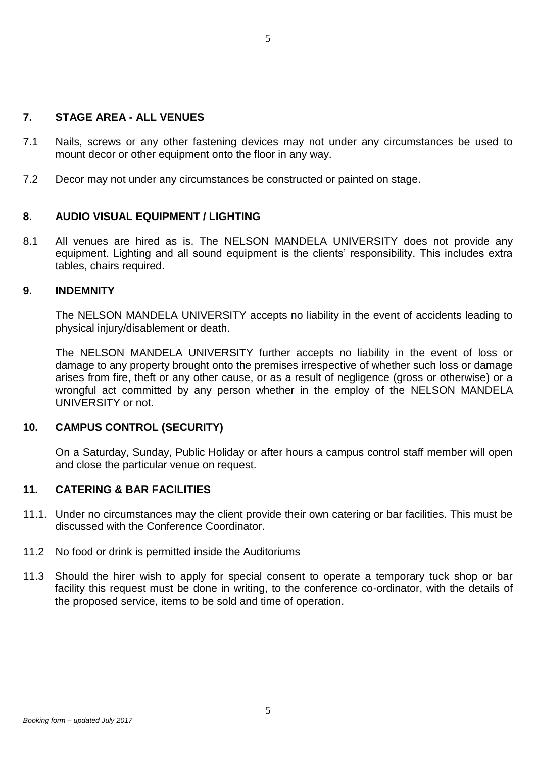## 7. STAGE AREA - ALL VENUES

7.1 Nails, screws or any other fastening devices may not under any circumstances be used to mount decor or other equipment onto the floor in any way.

7.2 Decor may not under any circumstances be constructed or painted on stage.

## 8. AUDIO VISUAL EQUIPMENT / LIGHTING

8.1 All venues are hired as is. The NELSON MANDELA UNIVERSITY does not provide any equipment. Lighting and all sound equipment is the clients' responsibility. This includes extra tables, chairs required.

## 9. INDEMNITY

The NELSON MANDELA UNIVERSITY accepts no liability in the event of accidents leading to physical injury/disablement or death.

The NELSON MANDELA UNIVERSITY further accepts no liability in the event of loss or damage to any property brought onto the premises irrespective of whether such loss or damage arises from fire, theft or any other cause, or as a result of negligence (gross or otherwise) or a wrongful act committed by any person whether in the employ of the NELSON MANDELA UNIVERSITY or not.

## 10. CAMPUS CONTROL (SECURITY)

On a Saturday, Sunday, Public Holiday or after hours a campus control staff member will open and close the particular venue on request.

## 11. CATERING & BAR FACILITIES

11.1. Under no circumstances may the client provide their own catering or bar facilities. This must be discussed with the Conference Coordinator.

11.2 No food or drink is permitted inside the Auditoriums

11.3 Should the hirer wish to apply for special consent to operate a temporary tuck shop or bar facility this request must be done in writing, to the conference co-ordinator, with the details of the proposed service, items to be sold and time of operation.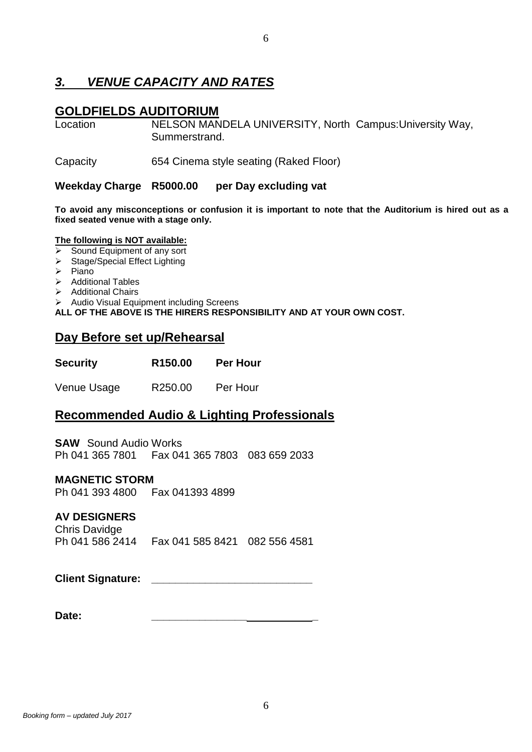## *3. VENUE CAPACITY AND RATES*

## GOLDFIELDS AUDITORIUM

| | |
|---|---|
| Location | NELSON MANDELA UNIVERSITY, North Campus:University Way, Summerstrand. |
| Capacity | 654 Cinema style seating (Raked Floor) |

**Weekday Charge R5000.00 per Day excluding vat**

**To avoid any misconceptions or confusion it is important to note that the Auditorium is hired out as a fixed seated venue with a stage only.**

**The following is NOT available:**

- Sound Equipment of any sort
- Stage/Special Effect Lighting
- Piano
- Additional Tables
- Additional Chairs
- Audio Visual Equipment including Screens

**ALL OF THE ABOVE IS THE HIRERS RESPONSIBILITY AND AT YOUR OWN COST.**

## Day Before set up/Rehearsal

| | | |
|---|---|---|
| **Security** | **R150.00** | **Per Hour** |
| Venue Usage | R250.00 | Per Hour |

## Recommended Audio & Lighting Professionals

**SAW** Sound Audio Works
Ph 041 365 7801 Fax 041 365 7803 083 659 2033

**MAGNETIC STORM**
Ph 041 393 4800 Fax 041393 4899

**AV DESIGNERS**
Chris Davidge
Ph 041 586 2414 Fax 041 585 8421 082 556 4581

**Client Signature:** ___________________________

**Date:** ___________________________

*Booking form – updated July 2017*